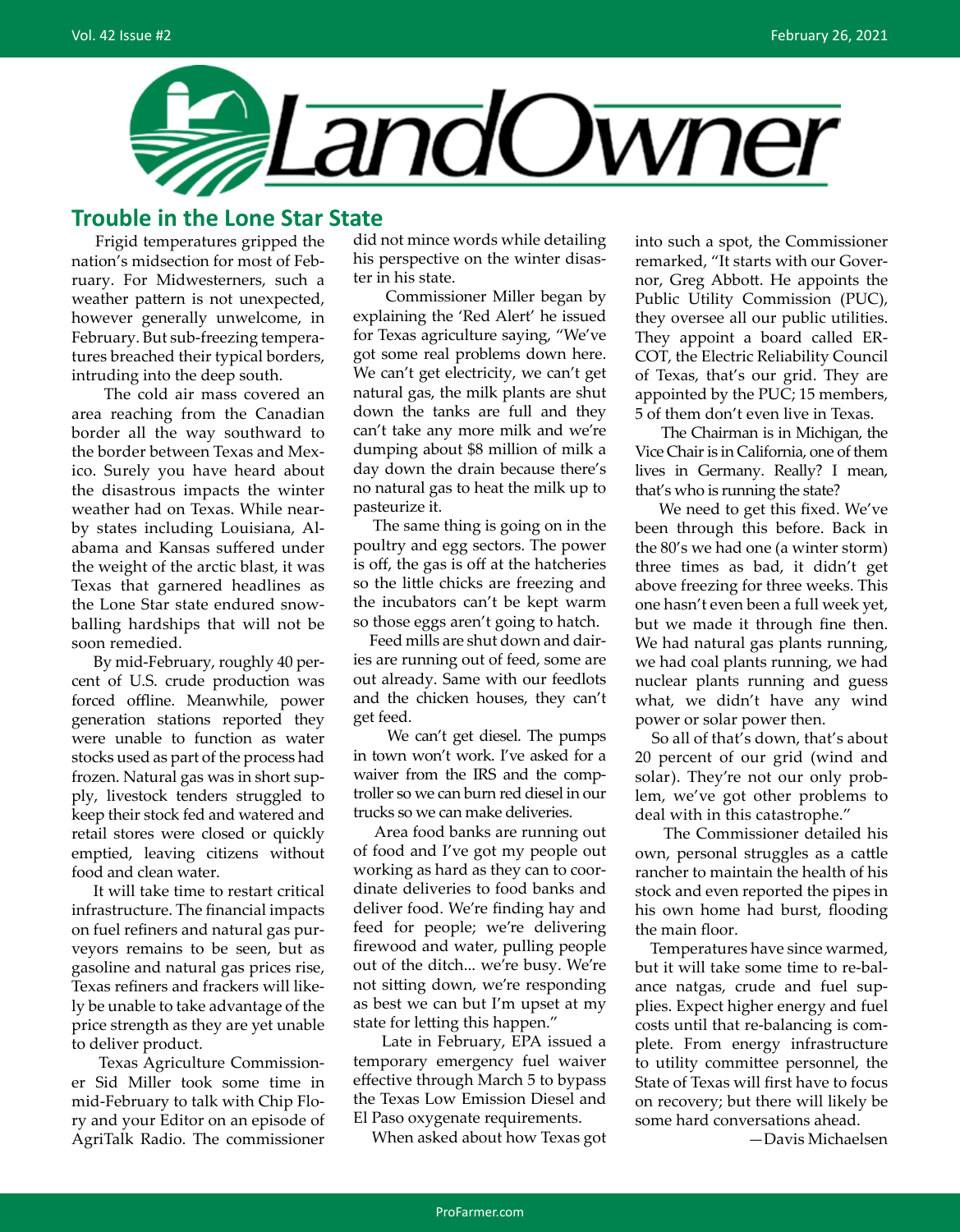# LandOwner

## Trouble in the Lone Star State

Frigid temperatures gripped the nation's midsection for most of February. For Midwesterners, such a weather pattern is not unexpected, however generally unwelcome, in February. But sub-freezing temperatures breached their typical borders, intruding into the deep south.

The cold air mass covered an area reaching from the Canadian border all the way southward to the border between Texas and Mexico. Surely you have heard about the disastrous impacts the winter weather had on Texas. While nearby states including Louisiana, Alabama and Kansas suffered under the weight of the arctic blast, it was Texas that garnered headlines as the Lone Star state endured snowballing hardships that will not be soon remedied.

By mid-February, roughly 40 percent of U.S. crude production was forced offline. Meanwhile, power generation stations reported they were unable to function as water stocks used as part of the process had frozen. Natural gas was in short supply, livestock tenders struggled to keep their stock fed and watered and retail stores were closed or quickly emptied, leaving citizens without food and clean water.

It will take time to restart critical infrastructure. The financial impacts on fuel refiners and natural gas purveyors remains to be seen, but as gasoline and natural gas prices rise, Texas refiners and frackers will likely be unable to take advantage of the price strength as they are yet unable to deliver product.

Texas Agriculture Commissioner Sid Miller took some time in mid-February to talk with Chip Flory and your Editor on an episode of AgriTalk Radio. The commissioner did not mince words while detailing his perspective on the winter disaster in his state.

Commissioner Miller began by explaining the 'Red Alert' he issued for Texas agriculture saying, "We've got some real problems down here. We can't get electricity, we can't get natural gas, the milk plants are shut down the tanks are full and they can't take any more milk and we're dumping about $8 million of milk a day down the drain because there's no natural gas to heat the milk up to pasteurize it.

The same thing is going on in the poultry and egg sectors. The power is off, the gas is off at the hatcheries so the little chicks are freezing and the incubators can't be kept warm so those eggs aren't going to hatch.

Feed mills are shut down and dairies are running out of feed, some are out already. Same with our feedlots and the chicken houses, they can't get feed.

We can't get diesel. The pumps in town won't work. I've asked for a waiver from the IRS and the comptroller so we can burn red diesel in our trucks so we can make deliveries.

Area food banks are running out of food and I've got my people out working as hard as they can to coordinate deliveries to food banks and deliver food. We're finding hay and feed for people; we're delivering firewood and water, pulling people out of the ditch... we're busy. We're not sitting down, we're responding as best we can but I'm upset at my state for letting this happen."

Late in February, EPA issued a temporary emergency fuel waiver effective through March 5 to bypass the Texas Low Emission Diesel and El Paso oxygenate requirements.

When asked about how Texas got into such a spot, the Commissioner remarked, "It starts with our Governor, Greg Abbott. He appoints the Public Utility Commission (PUC), they oversee all our public utilities. They appoint a board called ERCOT, the Electric Reliability Council of Texas, that's our grid. They are appointed by the PUC; 15 members, 5 of them don't even live in Texas.

The Chairman is in Michigan, the Vice Chair is in California, one of them lives in Germany. Really? I mean, that's who is running the state?

We need to get this fixed. We've been through this before. Back in the 80's we had one (a winter storm) three times as bad, it didn't get above freezing for three weeks. This one hasn't even been a full week yet, but we made it through fine then. We had natural gas plants running, we had coal plants running, we had nuclear plants running and guess what, we didn't have any wind power or solar power then.

So all of that's down, that's about 20 percent of our grid (wind and solar). They're not our only problem, we've got other problems to deal with in this catastrophe."

The Commissioner detailed his own, personal struggles as a cattle rancher to maintain the health of his stock and even reported the pipes in his own home had burst, flooding the main floor.

Temperatures have since warmed, but it will take some time to re-balance natgas, crude and fuel supplies. Expect higher energy and fuel costs until that re-balancing is complete. From energy infrastructure to utility committee personnel, the State of Texas will first have to focus on recovery; but there will likely be some hard conversations ahead.

—Davis Michaelsen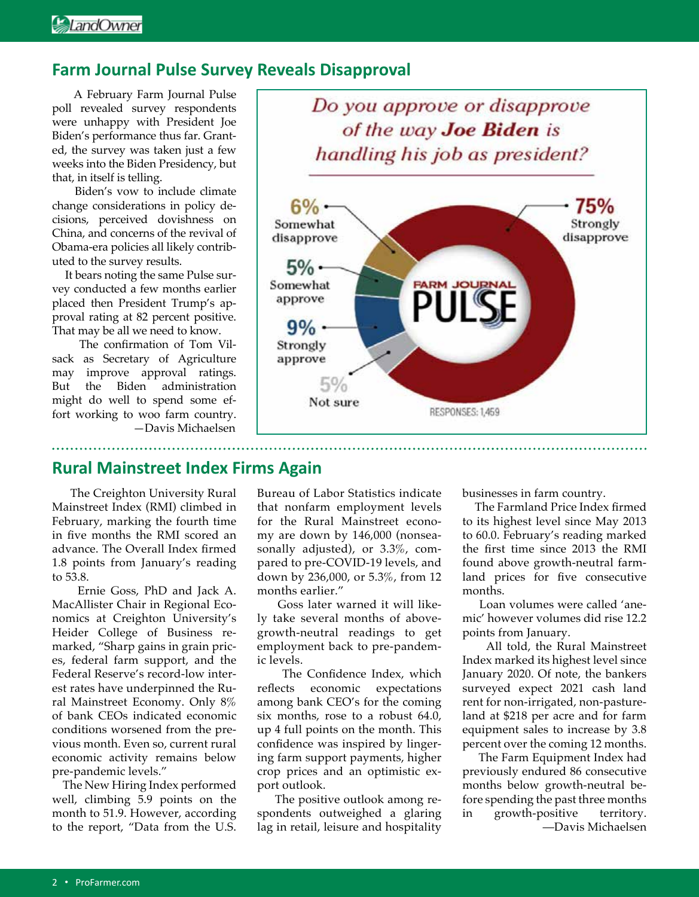## Farm Journal Pulse Survey Reveals Disapproval

A February Farm Journal Pulse poll revealed survey respondents were unhappy with President Joe Biden's performance thus far. Granted, the survey was taken just a few weeks into the Biden Presidency, but that, in itself is telling.

Biden's vow to include climate change considerations in policy decisions, perceived dovishness on China, and concerns of the revival of Obama-era policies all likely contributed to the survey results.

It bears noting the same Pulse survey conducted a few months earlier placed then President Trump's approval rating at 82 percent positive. That may be all we need to know.

The confirmation of Tom Vilsack as Secretary of Agriculture may improve approval ratings. But the Biden administration might do well to spend some effort working to woo farm country.

—Davis Michaelsen

*Do you approve or disapprove of the way **Joe Biden** is handling his job as president?*

| Response | Percent |
|---|---|
| Strongly disapprove | 75% |
| Somewhat disapprove | 6% |
| Somewhat approve | 5% |
| Strongly approve | 9% |
| Not sure | 5% |

FARM JOURNAL PULSE — RESPONSES: 1,459

## Rural Mainstreet Index Firms Again

The Creighton University Rural Mainstreet Index (RMI) climbed in February, marking the fourth time in five months the RMI scored an advance. The Overall Index firmed 1.8 points from January's reading to 53.8.

Ernie Goss, PhD and Jack A. MacAllister Chair in Regional Economics at Creighton University's Heider College of Business remarked, "Sharp gains in grain prices, federal farm support, and the Federal Reserve's record-low interest rates have underpinned the Rural Mainstreet Economy. Only 8% of bank CEOs indicated economic conditions worsened from the previous month. Even so, current rural economic activity remains below pre-pandemic levels."

The New Hiring Index performed well, climbing 5.9 points on the month to 51.9. However, according to the report, "Data from the U.S. Bureau of Labor Statistics indicate that nonfarm employment levels for the Rural Mainstreet economy are down by 146,000 (nonseasonally adjusted), or 3.3%, compared to pre-COVID-19 levels, and down by 236,000, or 5.3%, from 12 months earlier."

Goss later warned it will likely take several months of above-growth-neutral readings to get employment back to pre-pandemic levels.

The Confidence Index, which reflects economic expectations among bank CEO's for the coming six months, rose to a robust 64.0, up 4 full points on the month. This confidence was inspired by lingering farm support payments, higher crop prices and an optimistic export outlook.

The positive outlook among respondents outweighed a glaring lag in retail, leisure and hospitality businesses in farm country.

The Farmland Price Index firmed to its highest level since May 2013 to 60.0. February's reading marked the first time since 2013 the RMI found above growth-neutral farmland prices for five consecutive months.

Loan volumes were called 'anemic' however volumes did rise 12.2 points from January.

All told, the Rural Mainstreet Index marked its highest level since January 2020. Of note, the bankers surveyed expect 2021 cash land rent for non-irrigated, non-pastureland at $218 per acre and for farm equipment sales to increase by 3.8 percent over the coming 12 months.

The Farm Equipment Index had previously endured 86 consecutive months below growth-neutral before spending the past three months in growth-positive territory.

—Davis Michaelsen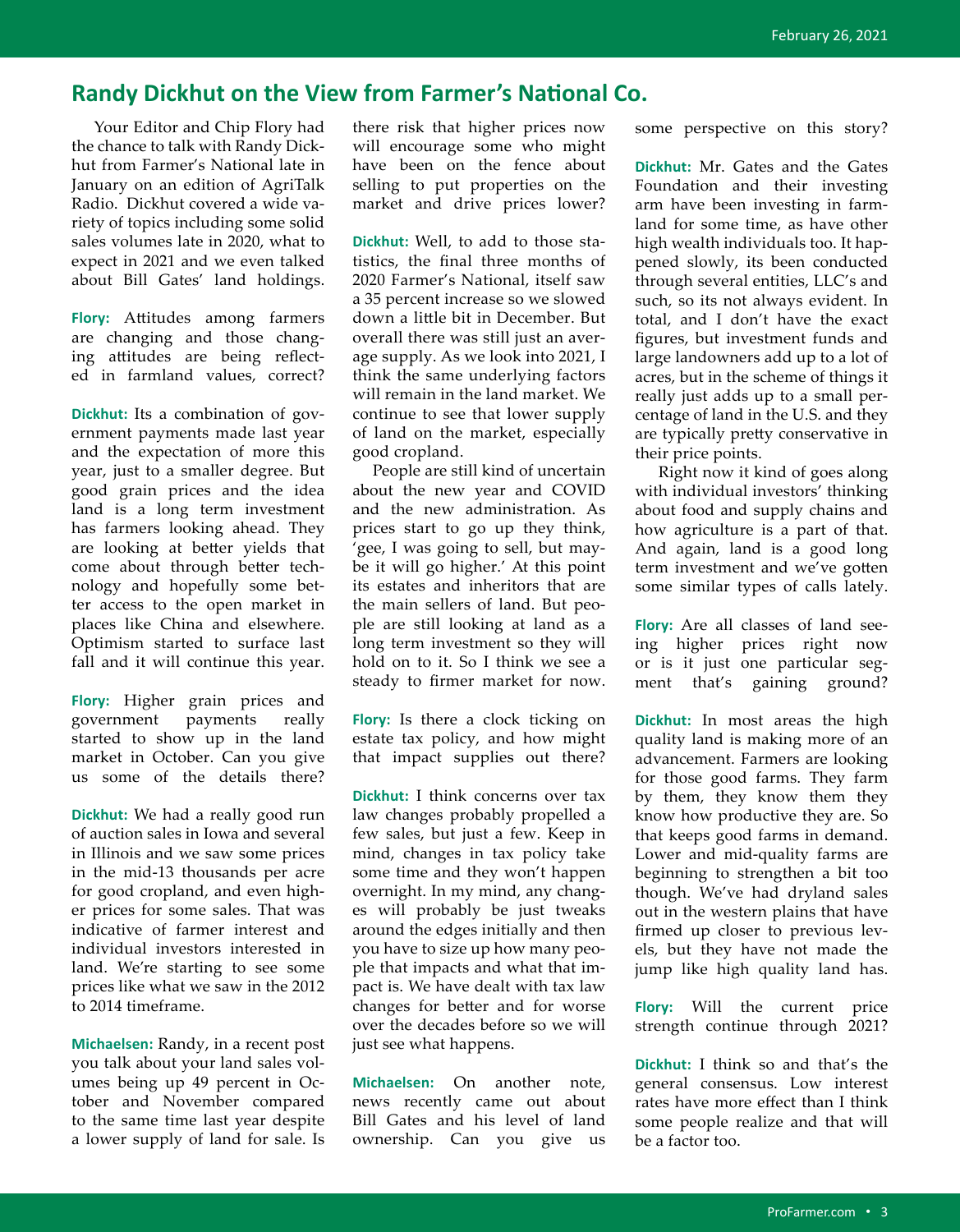## Randy Dickhut on the View from Farmer's National Co.

Your Editor and Chip Flory had the chance to talk with Randy Dickhut from Farmer's National late in January on an edition of AgriTalk Radio. Dickhut covered a wide variety of topics including some solid sales volumes late in 2020, what to expect in 2021 and we even talked about Bill Gates' land holdings.

**Flory:** Attitudes among farmers are changing and those changing attitudes are being reflected in farmland values, correct?

**Dickhut:** Its a combination of government payments made last year and the expectation of more this year, just to a smaller degree. But good grain prices and the idea land is a long term investment has farmers looking ahead. They are looking at better yields that come about through better technology and hopefully some better access to the open market in places like China and elsewhere. Optimism started to surface last fall and it will continue this year.

**Flory:** Higher grain prices and government payments really started to show up in the land market in October. Can you give us some of the details there?

**Dickhut:** We had a really good run of auction sales in Iowa and several in Illinois and we saw some prices in the mid-13 thousands per acre for good cropland, and even higher prices for some sales. That was indicative of farmer interest and individual investors interested in land. We're starting to see some prices like what we saw in the 2012 to 2014 timeframe.

**Michaelsen:** Randy, in a recent post you talk about your land sales volumes being up 49 percent in October and November compared to the same time last year despite a lower supply of land for sale. Is there risk that higher prices now will encourage some who might have been on the fence about selling to put properties on the market and drive prices lower?

**Dickhut:** Well, to add to those statistics, the final three months of 2020 Farmer's National, itself saw a 35 percent increase so we slowed down a little bit in December. But overall there was still just an average supply. As we look into 2021, I think the same underlying factors will remain in the land market. We continue to see that lower supply of land on the market, especially good cropland.

People are still kind of uncertain about the new year and COVID and the new administration. As prices start to go up they think, 'gee, I was going to sell, but maybe it will go higher.' At this point its estates and inheritors that are the main sellers of land. But people are still looking at land as a long term investment so they will hold on to it. So I think we see a steady to firmer market for now.

**Flory:** Is there a clock ticking on estate tax policy, and how might that impact supplies out there?

**Dickhut:** I think concerns over tax law changes probably propelled a few sales, but just a few. Keep in mind, changes in tax policy take some time and they won't happen overnight. In my mind, any changes will probably be just tweaks around the edges initially and then you have to size up how many people that impacts and what that impact is. We have dealt with tax law changes for better and for worse over the decades before so we will just see what happens.

**Michaelsen:** On another note, news recently came out about Bill Gates and his level of land ownership. Can you give us some perspective on this story?

**Dickhut:** Mr. Gates and the Gates Foundation and their investing arm have been investing in farmland for some time, as have other high wealth individuals too. It happened slowly, its been conducted through several entities, LLC's and such, so its not always evident. In total, and I don't have the exact figures, but investment funds and large landowners add up to a lot of acres, but in the scheme of things it really just adds up to a small percentage of land in the U.S. and they are typically pretty conservative in their price points.

Right now it kind of goes along with individual investors' thinking about food and supply chains and how agriculture is a part of that. And again, land is a good long term investment and we've gotten some similar types of calls lately.

**Flory:** Are all classes of land seeing higher prices right now or is it just one particular segment that's gaining ground?

**Dickhut:** In most areas the high quality land is making more of an advancement. Farmers are looking for those good farms. They farm by them, they know them they know how productive they are. So that keeps good farms in demand. Lower and mid-quality farms are beginning to strengthen a bit too though. We've had dryland sales out in the western plains that have firmed up closer to previous levels, but they have not made the jump like high quality land has.

**Flory:** Will the current price strength continue through 2021?

**Dickhut:** I think so and that's the general consensus. Low interest rates have more effect than I think some people realize and that will be a factor too.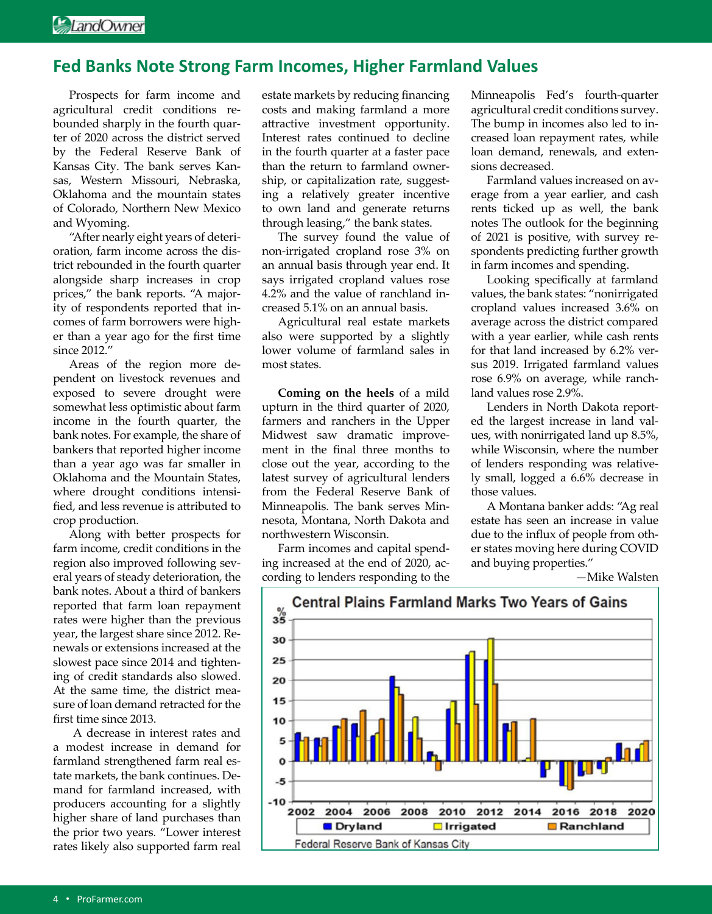## Fed Banks Note Strong Farm Incomes, Higher Farmland Values

Prospects for farm income and agricultural credit conditions rebounded sharply in the fourth quarter of 2020 across the district served by the Federal Reserve Bank of Kansas City. The bank serves Kansas, Western Missouri, Nebraska, Oklahoma and the mountain states of Colorado, Northern New Mexico and Wyoming.

"After nearly eight years of deterioration, farm income across the district rebounded in the fourth quarter alongside sharp increases in crop prices," the bank reports. "A majority of respondents reported that incomes of farm borrowers were higher than a year ago for the first time since 2012."

Areas of the region more dependent on livestock revenues and exposed to severe drought were somewhat less optimistic about farm income in the fourth quarter, the bank notes. For example, the share of bankers that reported higher income than a year ago was far smaller in Oklahoma and the Mountain States, where drought conditions intensified, and less revenue is attributed to crop production.

Along with better prospects for farm income, credit conditions in the region also improved following several years of steady deterioration, the bank notes. About a third of bankers reported that farm loan repayment rates were higher than the previous year, the largest share since 2012. Renewals or extensions increased at the slowest pace since 2014 and tightening of credit standards also slowed. At the same time, the district measure of loan demand retracted for the first time since 2013.

A decrease in interest rates and a modest increase in demand for farmland strengthened farm real estate markets, the bank continues. Demand for farmland increased, with producers accounting for a slightly higher share of land purchases than the prior two years. "Lower interest rates likely also supported farm real estate markets by reducing financing costs and making farmland a more attractive investment opportunity. Interest rates continued to decline in the fourth quarter at a faster pace than the return to farmland ownership, or capitalization rate, suggesting a relatively greater incentive to own land and generate returns through leasing," the bank states.

The survey found the value of non-irrigated cropland rose 3% on an annual basis through year end. It says irrigated cropland values rose 4.2% and the value of ranchland increased 5.1% on an annual basis.

Agricultural real estate markets also were supported by a slightly lower volume of farmland sales in most states.

**Coming on the heels** of a mild upturn in the third quarter of 2020, farmers and ranchers in the Upper Midwest saw dramatic improvement in the final three months to close out the year, according to the latest survey of agricultural lenders from the Federal Reserve Bank of Minneapolis. The bank serves Minnesota, Montana, North Dakota and northwestern Wisconsin.

Farm incomes and capital spending increased at the end of 2020, according to lenders responding to the Minneapolis Fed's fourth-quarter agricultural credit conditions survey. The bump in incomes also led to increased loan repayment rates, while loan demand, renewals, and extensions decreased.

Farmland values increased on average from a year earlier, and cash rents ticked up as well, the bank notes The outlook for the beginning of 2021 is positive, with survey respondents predicting further growth in farm incomes and spending.

Looking specifically at farmland values, the bank states: "nonirrigated cropland values increased 3.6% on average across the district compared with a year earlier, while cash rents for that land increased by 6.2% versus 2019. Irrigated farmland values rose 6.9% on average, while ranchland values rose 2.9%.

Lenders in North Dakota reported the largest increase in land values, with nonirrigated land up 8.5%, while Wisconsin, where the number of lenders responding was relatively small, logged a 6.6% decrease in those values.

A Montana banker adds: "Ag real estate has seen an increase in value due to the influx of people from other states moving here during COVID and buying properties."

—Mike Walsten

**Central Plains Farmland Marks Two Years of Gains**

Federal Reserve Bank of Kansas City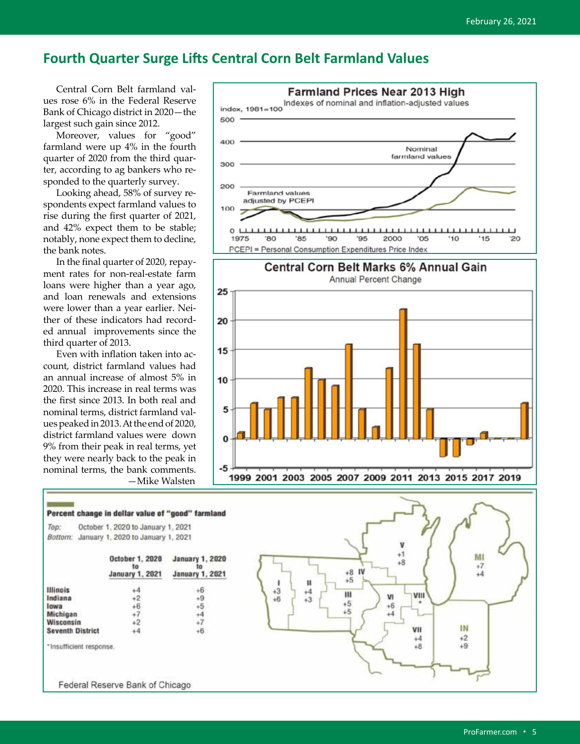# Fourth Quarter Surge Lifts Central Corn Belt Farmland Values

Central Corn Belt farmland values rose 6% in the Federal Reserve Bank of Chicago district in 2020—the largest such gain since 2012.

Moreover, values for "good" farmland were up 4% in the fourth quarter of 2020 from the third quarter, according to ag bankers who responded to the quarterly survey.

Looking ahead, 58% of survey respondents expect farmland values to rise during the first quarter of 2021, and 42% expect them to be stable; notably, none expect them to decline, the bank notes.

In the final quarter of 2020, repayment rates for non-real-estate farm loans were higher than a year ago, and loan renewals and extensions were lower than a year earlier. Neither of these indicators had recorded annual improvements since the third quarter of 2013.

Even with inflation taken into account, district farmland values had an annual increase of almost 5% in 2020. This increase in real terms was the first since 2013. In both real and nominal terms, district farmland values peaked in 2013. At the end of 2020, district farmland values were down 9% from their peak in real terms, yet they were nearly back to the peak in nominal terms, the bank comments.

—Mike Walsten

**Farmland Prices Near 2013 High**

Indexes of nominal and inflation-adjusted values

index, 1981=100

Nominal farmland values

Farmland values adjusted by PCEPI

PCEPI = Personal Consumption Expenditures Price Index

**Central Corn Belt Marks 6% Annual Gain**

Annual Percent Change

**Percent change in dollar value of "good" farmland**

*Top:* October 1, 2020 to January 1, 2021
*Bottom:* January 1, 2020 to January 1, 2021

| | October 1, 2020 to January 1, 2021 | January 1, 2020 to January 1, 2021 |
|---|---|---|
| Illinois | +4 | +6 |
| Indiana | +2 | +9 |
| Iowa | +6 | +5 |
| Michigan | +7 | +4 |
| Wisconsin | +2 | +7 |
| Seventh District | +4 | +6 |

*Insufficient response.

| District | Top | Bottom |
|---|---|---|
| I | +3 | +6 |
| II | +4 | +3 |
| III | +5 | +5 |
| IV | +8 | +5 |
| V | +1 | +8 |
| VI | +6 | +4 |
| VII | +4 | +8 |
| VIII | * | |
| MI | +7 | +4 |
| IN | +2 | +9 |

Federal Reserve Bank of Chicago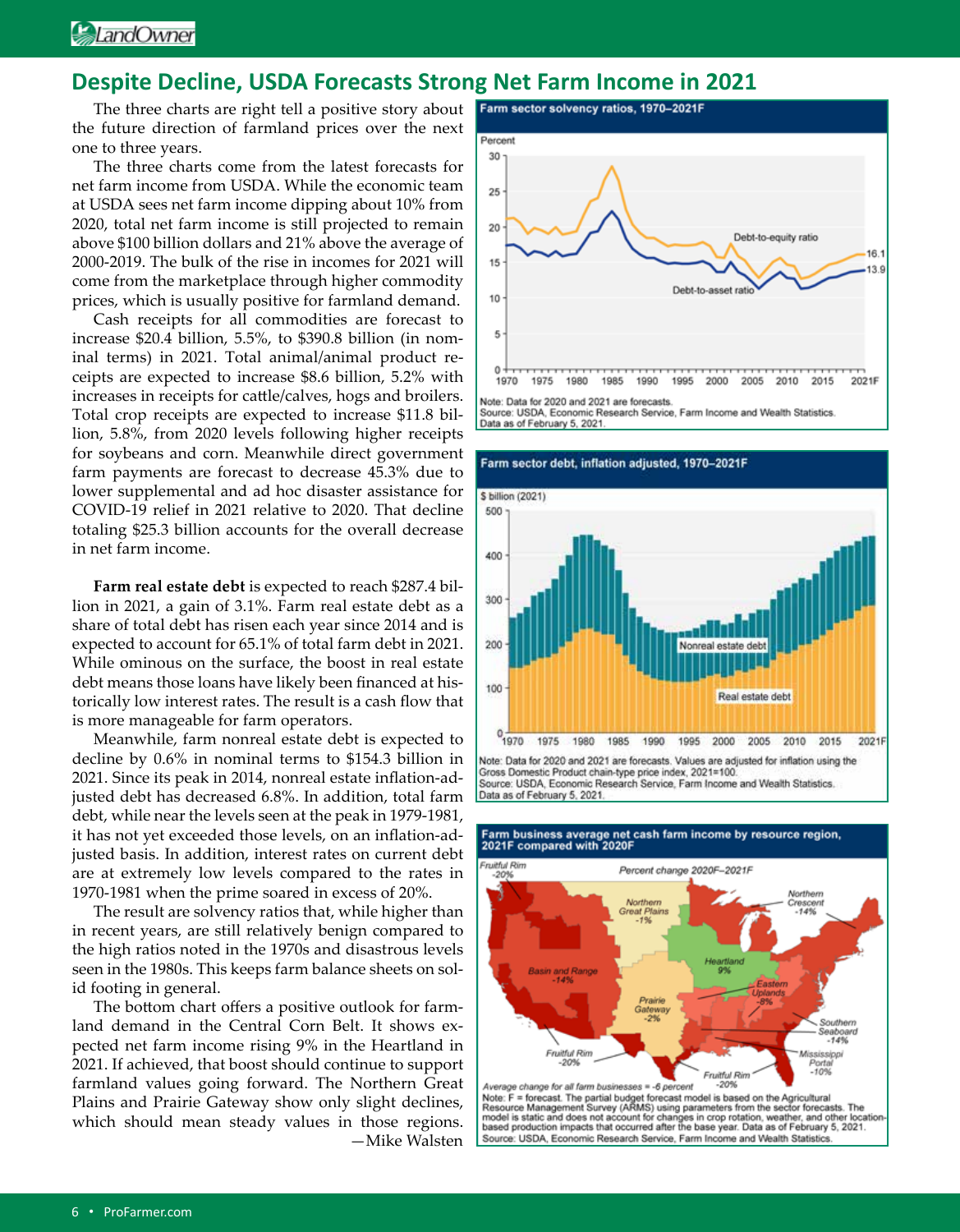# Despite Decline, USDA Forecasts Strong Net Farm Income in 2021

The three charts are right tell a positive story about the future direction of farmland prices over the next one to three years.

The three charts come from the latest forecasts for net farm income from USDA. While the economic team at USDA sees net farm income dipping about 10% from 2020, total net farm income is still projected to remain above $100 billion dollars and 21% above the average of 2000-2019. The bulk of the rise in incomes for 2021 will come from the marketplace through higher commodity prices, which is usually positive for farmland demand.

Cash receipts for all commodities are forecast to increase $20.4 billion, 5.5%, to $390.8 billion (in nominal terms) in 2021. Total animal/animal product receipts are expected to increase $8.6 billion, 5.2% with increases in receipts for cattle/calves, hogs and broilers. Total crop receipts are expected to increase $11.8 billion, 5.8%, from 2020 levels following higher receipts for soybeans and corn. Meanwhile direct government farm payments are forecast to decrease 45.3% due to lower supplemental and ad hoc disaster assistance for COVID-19 relief in 2021 relative to 2020. That decline totaling $25.3 billion accounts for the overall decrease in net farm income.

**Farm real estate debt** is expected to reach $287.4 billion in 2021, a gain of 3.1%. Farm real estate debt as a share of total debt has risen each year since 2014 and is expected to account for 65.1% of total farm debt in 2021. While ominous on the surface, the boost in real estate debt means those loans have likely been financed at historically low interest rates. The result is a cash flow that is more manageable for farm operators.

Meanwhile, farm nonreal estate debt is expected to decline by 0.6% in nominal terms to $154.3 billion in 2021. Since its peak in 2014, nonreal estate inflation-adjusted debt has decreased 6.8%. In addition, total farm debt, while near the levels seen at the peak in 1979-1981, it has not yet exceeded those levels, on an inflation-adjusted basis. In addition, interest rates on current debt are at extremely low levels compared to the rates in 1970-1981 when the prime soared in excess of 20%.

The result are solvency ratios that, while higher than in recent years, are still relatively benign compared to the high ratios noted in the 1970s and disastrous levels seen in the 1980s. This keeps farm balance sheets on solid footing in general.

The bottom chart offers a positive outlook for farmland demand in the Central Corn Belt. It shows expected net farm income rising 9% in the Heartland in 2021. If achieved, that boost should continue to support farmland values going forward. The Northern Great Plains and Prairie Gateway show only slight declines, which should mean steady values in those regions.

—Mike Walsten

**Farm sector solvency ratios, 1970–2021F**

Note: Data for 2020 and 2021 are forecasts.
Source: USDA, Economic Research Service, Farm Income and Wealth Statistics.
Data as of February 5, 2021.

**Farm sector debt, inflation adjusted, 1970–2021F**

Note: Data for 2020 and 2021 are forecasts. Values are adjusted for inflation using the Gross Domestic Product chain-type price index, 2021=100.
Source: USDA, Economic Research Service, Farm Income and Wealth Statistics.
Data as of February 5, 2021.

**Farm business average net cash farm income by resource region, 2021F compared with 2020F**

Average change for all farm businesses = -6 percent
Note: F = forecast. The partial budget forecast model is based on the Agricultural Resource Management Survey (ARMS) using parameters from the sector forecasts. The model is static and does not account for changes in crop rotation, weather, and other location-based production impacts that occurred after the base year. Data as of February 5, 2021.
Source: USDA, Economic Research Service, Farm Income and Wealth Statistics.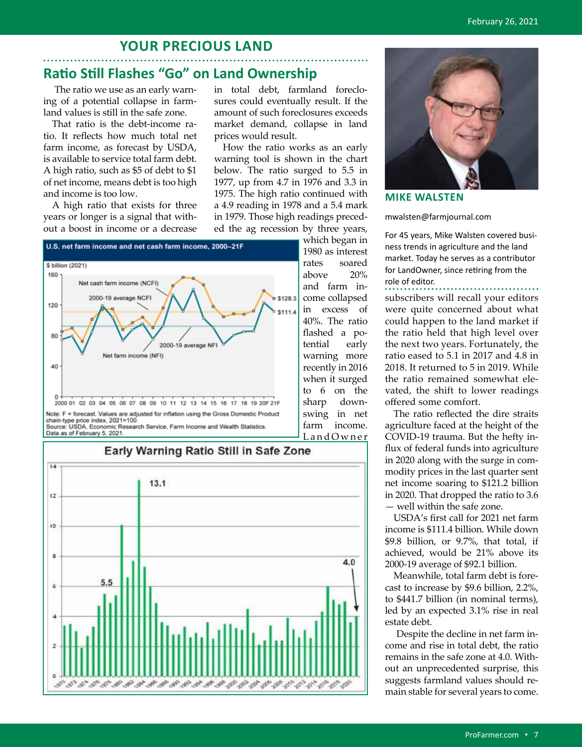## YOUR PRECIOUS LAND

# Ratio Still Flashes "Go" on Land Ownership

The ratio we use as an early warning of a potential collapse in farmland values is still in the safe zone.

That ratio is the debt-income ratio. It reflects how much total net farm income, as forecast by USDA, is available to service total farm debt. A high ratio, such as $5 of debt to $1 of net income, means debt is too high and income is too low.

A high ratio that exists for three years or longer is a signal that without a boost in income or a decrease in total debt, farmland foreclosures could eventually result. If the amount of such foreclosures exceeds market demand, collapse in land prices would result.

How the ratio works as an early warning tool is shown in the chart below. The ratio surged to 5.5 in 1977, up from 4.7 in 1976 and 3.3 in 1975. The high ratio continued with a 4.9 reading in 1978 and a 5.4 mark in 1979. Those high readings preceded the ag recession by three years, which began in 1980 as interest rates soared above 20% and farm income collapsed in excess of 40%. The ratio flashed a potential early warning more recently in 2016 when it surged to 6 on the sharp downswing in net farm income. LandOwner subscribers will recall your editors were quite concerned about what could happen to the land market if the ratio held that high level over the next two years. Fortunately, the ratio eased to 5.1 in 2017 and 4.8 in 2018. It returned to 5 in 2019. While the ratio remained somewhat elevated, the shift to lower readings offered some comfort.

**U.S. net farm income and net cash farm income, 2000–21F**

Note: F = forecast. Values are adjusted for inflation using the Gross Domestic Product chain-type price index, 2021=100.
Source: USDA, Economic Research Service, Farm Income and Wealth Statistics.
Data as of February 5, 2021.

**Early Warning Ratio Still in Safe Zone**

The ratio reflected the dire straits agriculture faced at the height of the COVID-19 trauma. But the hefty influx of federal funds into agriculture in 2020 along with the surge in commodity prices in the last quarter sent net income soaring to $121.2 billion in 2020. That dropped the ratio to 3.6 — well within the safe zone.

USDA's first call for 2021 net farm income is $111.4 billion. While down $9.8 billion, or 9.7%, that total, if achieved, would be 21% above its 2000-19 average of $92.1 billion.

Meanwhile, total farm debt is forecast to increase by $9.6 billion, 2.2%, to $441.7 billion (in nominal terms), led by an expected 3.1% rise in real estate debt.

Despite the decline in net farm income and rise in total debt, the ratio remains in the safe zone at 4.0. Without an unprecedented surprise, this suggests farmland values should remain stable for several years to come.

**MIKE WALSTEN**

mwalsten@farmjournal.com

For 45 years, Mike Walsten covered business trends in agriculture and the land market. Today he serves as a contributor for LandOwner, since retiring from the role of editor.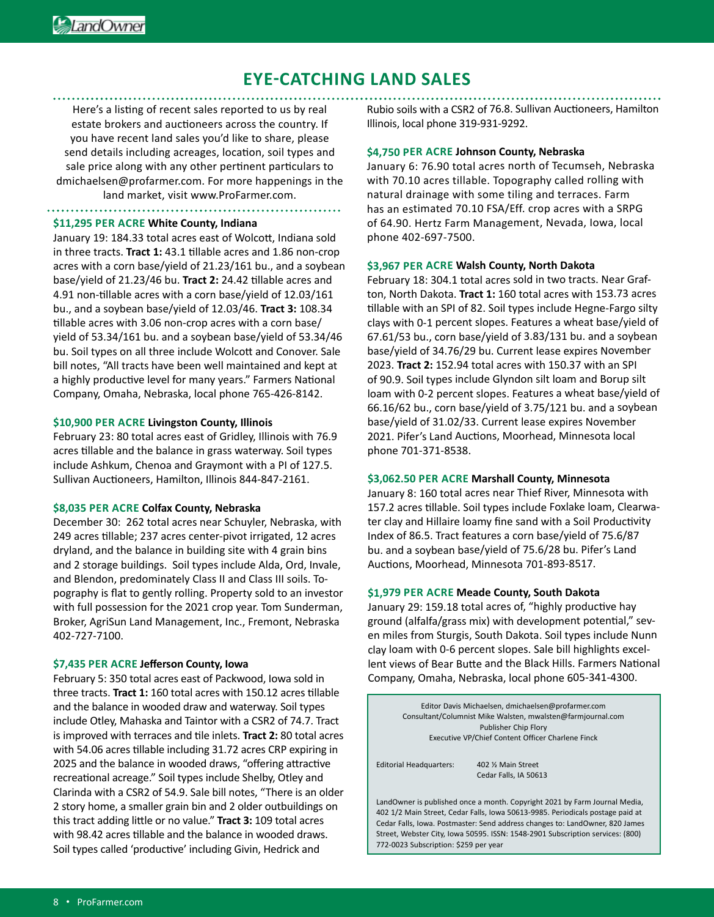# EYE-CATCHING LAND SALES

Here's a listing of recent sales reported to us by real estate brokers and auctioneers across the country. If you have recent land sales you'd like to share, please send details including acreages, location, soil types and sale price along with any other pertinent particulars to dmichaelsen@profarmer.com. For more happenings in the land market, visit www.ProFarmer.com.

**$11,295 PER ACRE White County, Indiana**

January 19: 184.33 total acres east of Wolcott, Indiana sold in three tracts. **Tract 1:** 43.1 tillable acres and 1.86 non-crop acres with a corn base/yield of 21.23/161 bu., and a soybean base/yield of 21.23/46 bu. **Tract 2:** 24.42 tillable acres and 4.91 non-tillable acres with a corn base/yield of 12.03/161 bu., and a soybean base/yield of 12.03/46. **Tract 3:** 108.34 tillable acres with 3.06 non-crop acres with a corn base/yield of 53.34/161 bu. and a soybean base/yield of 53.34/46 bu. Soil types on all three include Wolcott and Conover. Sale bill notes, "All tracts have been well maintained and kept at a highly productive level for many years." Farmers National Company, Omaha, Nebraska, local phone 765-426-8142.

**$10,900 PER ACRE Livingston County, Illinois**

February 23: 80 total acres east of Gridley, Illinois with 76.9 acres tillable and the balance in grass waterway. Soil types include Ashkum, Chenoa and Graymont with a PI of 127.5. Sullivan Auctioneers, Hamilton, Illinois 844-847-2161.

**$8,035 PER ACRE Colfax County, Nebraska**

December 30: 262 total acres near Schuyler, Nebraska, with 249 acres tillable; 237 acres center-pivot irrigated, 12 acres dryland, and the balance in building site with 4 grain bins and 2 storage buildings. Soil types include Alda, Ord, Invale, and Blendon, predominately Class II and Class III soils. Topography is flat to gently rolling. Property sold to an investor with full possession for the 2021 crop year. Tom Sunderman, Broker, AgriSun Land Management, Inc., Fremont, Nebraska 402-727-7100.

**$7,435 PER ACRE Jefferson County, Iowa**

February 5: 350 total acres east of Packwood, Iowa sold in three tracts. **Tract 1:** 160 total acres with 150.12 acres tillable and the balance in wooded draw and waterway. Soil types include Otley, Mahaska and Taintor with a CSR2 of 74.7. Tract is improved with terraces and tile inlets. **Tract 2:** 80 total acres with 54.06 acres tillable including 31.72 acres CRP expiring in 2025 and the balance in wooded draws, "offering attractive recreational acreage." Soil types include Shelby, Otley and Clarinda with a CSR2 of 54.9. Sale bill notes, "There is an older 2 story home, a smaller grain bin and 2 older outbuildings on this tract adding little or no value." **Tract 3:** 109 total acres with 98.42 acres tillable and the balance in wooded draws. Soil types called 'productive' including Givin, Hedrick and Rubio soils with a CSR2 of 76.8. Sullivan Auctioneers, Hamilton Illinois, local phone 319-931-9292.

**$4,750 PER ACRE Johnson County, Nebraska**

January 6: 76.90 total acres north of Tecumseh, Nebraska with 70.10 acres tillable. Topography called rolling with natural drainage with some tiling and terraces. Farm has an estimated 70.10 FSA/Eff. crop acres with a SRPG of 64.90. Hertz Farm Management, Nevada, Iowa, local phone 402-697-7500.

**$3,967 PER ACRE Walsh County, North Dakota**

February 18: 304.1 total acres sold in two tracts. Near Grafton, North Dakota. **Tract 1:** 160 total acres with 153.73 acres tillable with an SPI of 82. Soil types include Hegne-Fargo silty clays with 0-1 percent slopes. Features a wheat base/yield of 67.61/53 bu., corn base/yield of 3.83/131 bu. and a soybean base/yield of 34.76/29 bu. Current lease expires November 2023. **Tract 2:** 152.94 total acres with 150.37 with an SPI of 90.9. Soil types include Glyndon silt loam and Borup silt loam with 0-2 percent slopes. Features a wheat base/yield of 66.16/62 bu., corn base/yield of 3.75/121 bu. and a soybean base/yield of 31.02/33. Current lease expires November 2021. Pifer's Land Auctions, Moorhead, Minnesota local phone 701-371-8538.

**$3,062.50 PER ACRE Marshall County, Minnesota**

January 8: 160 total acres near Thief River, Minnesota with 157.2 acres tillable. Soil types include Foxlake loam, Clearwater clay and Hillaire loamy fine sand with a Soil Productivity Index of 86.5. Tract features a corn base/yield of 75.6/87 bu. and a soybean base/yield of 75.6/28 bu. Pifer's Land Auctions, Moorhead, Minnesota 701-893-8517.

**$1,979 PER ACRE Meade County, South Dakota**

January 29: 159.18 total acres of, "highly productive hay ground (alfalfa/grass mix) with development potential," seven miles from Sturgis, South Dakota. Soil types include Nunn clay loam with 0-6 percent slopes. Sale bill highlights excellent views of Bear Butte and the Black Hills. Farmers National Company, Omaha, Nebraska, local phone 605-341-4300.

---

Editor Davis Michaelsen, dmichaelsen@profarmer.com
Consultant/Columnist Mike Walsten, mwalsten@farmjournal.com
Publisher Chip Flory
Executive VP/Chief Content Officer Charlene Finck

Editorial Headquarters: 402 ½ Main Street
Cedar Falls, IA 50613

LandOwner is published once a month. Copyright 2021 by Farm Journal Media, 402 1/2 Main Street, Cedar Falls, Iowa 50613-9985. Periodicals postage paid at Cedar Falls, Iowa. Postmaster: Send address changes to: LandOwner, 820 James Street, Webster City, Iowa 50595. ISSN: 1548-2901 Subscription services: (800) 772-0023 Subscription: $259 per year